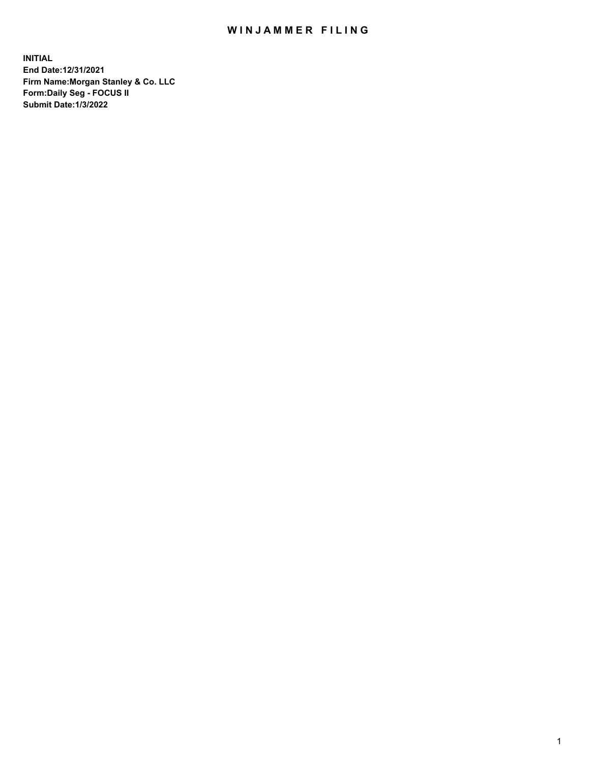# WINJAMMER FILING

**INITIAL**
**End Date:12/31/2021**
**Firm Name:Morgan Stanley & Co. LLC**
**Form:Daily Seg - FOCUS II**
**Submit Date:1/3/2022**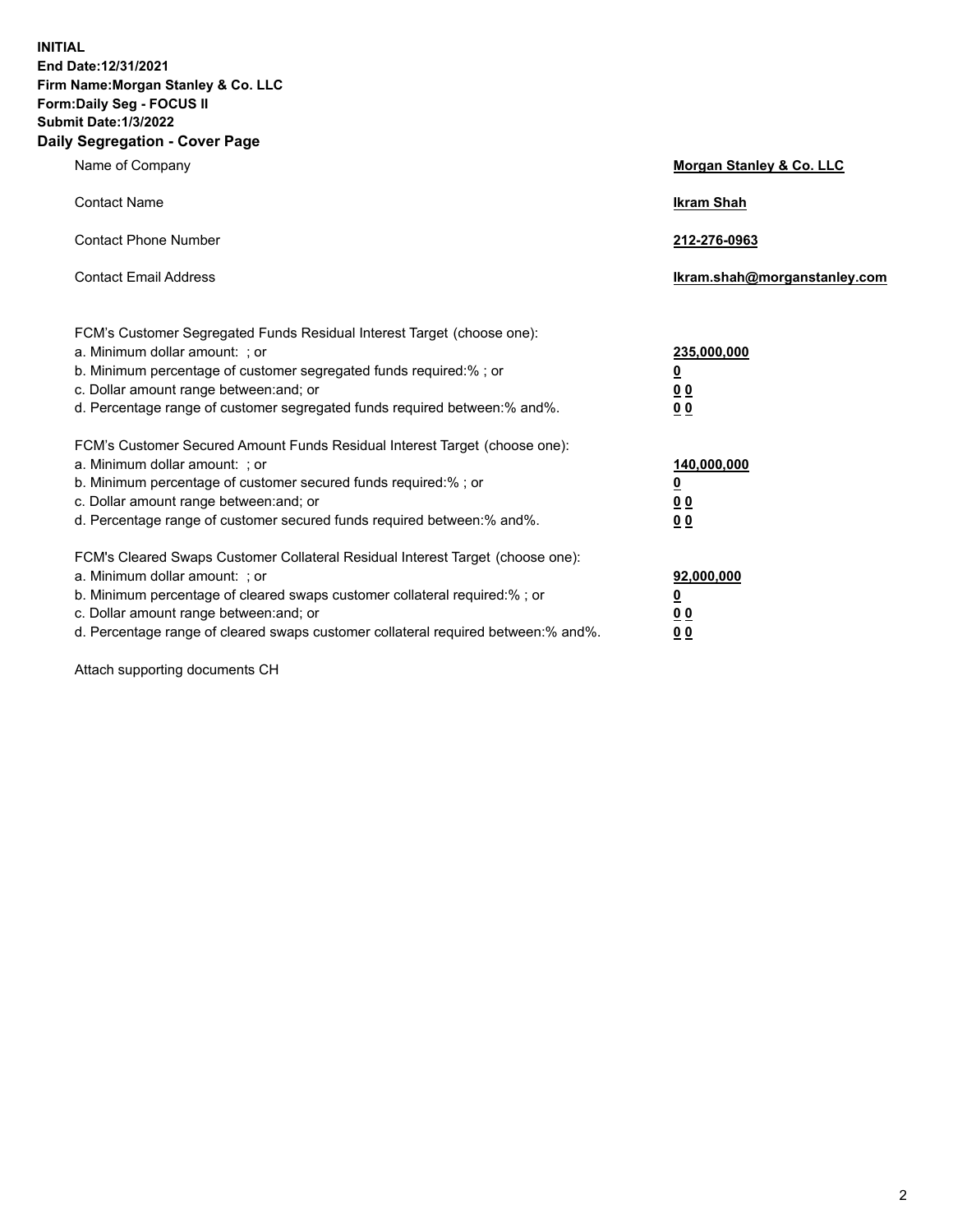**INITIAL**
**End Date:12/31/2021**
**Firm Name:Morgan Stanley & Co. LLC**
**Form:Daily Seg - FOCUS II**
**Submit Date:1/3/2022**

## Daily Segregation - Cover Page

| | |
|---|---|
| Name of Company | **Morgan Stanley & Co. LLC** |
| Contact Name | **Ikram Shah** |
| Contact Phone Number | **212-276-0963** |
| Contact Email Address | **Ikram.shah@morganstanley.com** |

| | |
|---|---|
| FCM's Customer Segregated Funds Residual Interest Target (choose one): | |
| a. Minimum dollar amount: ; or | **235,000,000** |
| b. Minimum percentage of customer segregated funds required:% ; or | **0** |
| c. Dollar amount range between:and; or | **0 0** |
| d. Percentage range of customer segregated funds required between:% and%. | **0 0** |
| FCM's Customer Secured Amount Funds Residual Interest Target (choose one): | |
| a. Minimum dollar amount: ; or | **140,000,000** |
| b. Minimum percentage of customer secured funds required:% ; or | **0** |
| c. Dollar amount range between:and; or | **0 0** |
| d. Percentage range of customer secured funds required between:% and%. | **0 0** |
| FCM's Cleared Swaps Customer Collateral Residual Interest Target (choose one): | |
| a. Minimum dollar amount: ; or | **92,000,000** |
| b. Minimum percentage of cleared swaps customer collateral required:% ; or | **0** |
| c. Dollar amount range between:and; or | **0 0** |
| d. Percentage range of cleared swaps customer collateral required between:% and%. | **0 0** |

Attach supporting documents CH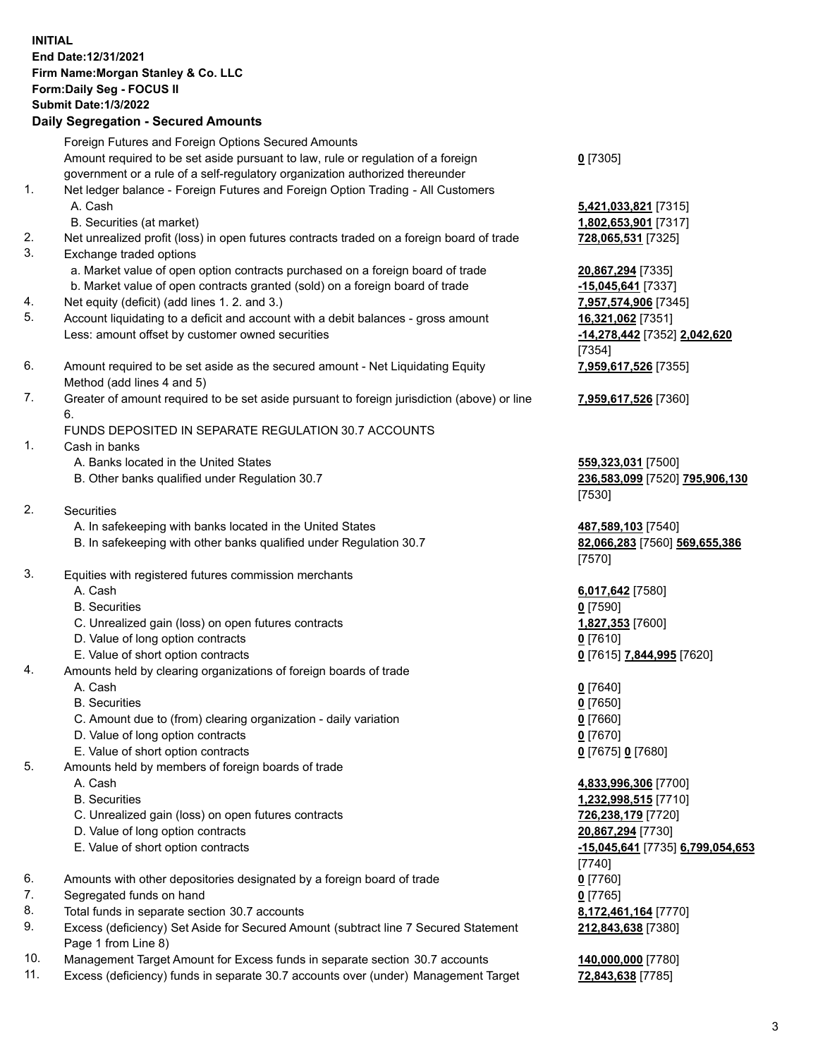**INITIAL**
**End Date:12/31/2021**
**Firm Name:Morgan Stanley & Co. LLC**
**Form:Daily Seg - FOCUS II**
**Submit Date:1/3/2022**

## Daily Segregation - Secured Amounts

| | | |
|---|---|---|
| | Foreign Futures and Foreign Options Secured Amounts | |
| | Amount required to be set aside pursuant to law, rule or regulation of a foreign government or a rule of a self-regulatory organization authorized thereunder | **0** [7305] |
| 1. | Net ledger balance - Foreign Futures and Foreign Option Trading - All Customers | |
| | A. Cash | **5,421,033,821** [7315] |
| | B. Securities (at market) | **1,802,653,901** [7317] |
| 2. | Net unrealized profit (loss) in open futures contracts traded on a foreign board of trade | **728,065,531** [7325] |
| 3. | Exchange traded options | |
| | a. Market value of open option contracts purchased on a foreign board of trade | **20,867,294** [7335] |
| | b. Market value of open contracts granted (sold) on a foreign board of trade | **-15,045,641** [7337] |
| 4. | Net equity (deficit) (add lines 1. 2. and 3.) | **7,957,574,906** [7345] |
| 5. | Account liquidating to a deficit and account with a debit balances - gross amount | **16,321,062** [7351] |
| | Less: amount offset by customer owned securities | **-14,278,442** [7352] **2,042,620** [7354] |
| 6. | Amount required to be set aside as the secured amount - Net Liquidating Equity Method (add lines 4 and 5) | **7,959,617,526** [7355] |
| 7. | Greater of amount required to be set aside pursuant to foreign jurisdiction (above) or line 6. | **7,959,617,526** [7360] |
| | FUNDS DEPOSITED IN SEPARATE REGULATION 30.7 ACCOUNTS | |
| 1. | Cash in banks | |
| | A. Banks located in the United States | **559,323,031** [7500] |
| | B. Other banks qualified under Regulation 30.7 | **236,583,099** [7520] **795,906,130** [7530] |
| 2. | Securities | |
| | A. In safekeeping with banks located in the United States | **487,589,103** [7540] |
| | B. In safekeeping with other banks qualified under Regulation 30.7 | **82,066,283** [7560] **569,655,386** [7570] |
| 3. | Equities with registered futures commission merchants | |
| | A. Cash | **6,017,642** [7580] |
| | B. Securities | **0** [7590] |
| | C. Unrealized gain (loss) on open futures contracts | **1,827,353** [7600] |
| | D. Value of long option contracts | **0** [7610] |
| | E. Value of short option contracts | **0** [7615] **7,844,995** [7620] |
| 4. | Amounts held by clearing organizations of foreign boards of trade | |
| | A. Cash | **0** [7640] |
| | B. Securities | **0** [7650] |
| | C. Amount due to (from) clearing organization - daily variation | **0** [7660] |
| | D. Value of long option contracts | **0** [7670] |
| | E. Value of short option contracts | **0** [7675] **0** [7680] |
| 5. | Amounts held by members of foreign boards of trade | |
| | A. Cash | **4,833,996,306** [7700] |
| | B. Securities | **1,232,998,515** [7710] |
| | C. Unrealized gain (loss) on open futures contracts | **726,238,179** [7720] |
| | D. Value of long option contracts | **20,867,294** [7730] |
| | E. Value of short option contracts | **-15,045,641** [7735] **6,799,054,653** [7740] |
| 6. | Amounts with other depositories designated by a foreign board of trade | **0** [7760] |
| 7. | Segregated funds on hand | **0** [7765] |
| 8. | Total funds in separate section 30.7 accounts | **8,172,461,164** [7770] |
| 9. | Excess (deficiency) Set Aside for Secured Amount (subtract line 7 Secured Statement Page 1 from Line 8) | **212,843,638** [7380] |
| 10. | Management Target Amount for Excess funds in separate section 30.7 accounts | **140,000,000** [7780] |
| 11. | Excess (deficiency) funds in separate 30.7 accounts over (under) Management Target | **72,843,638** [7785] |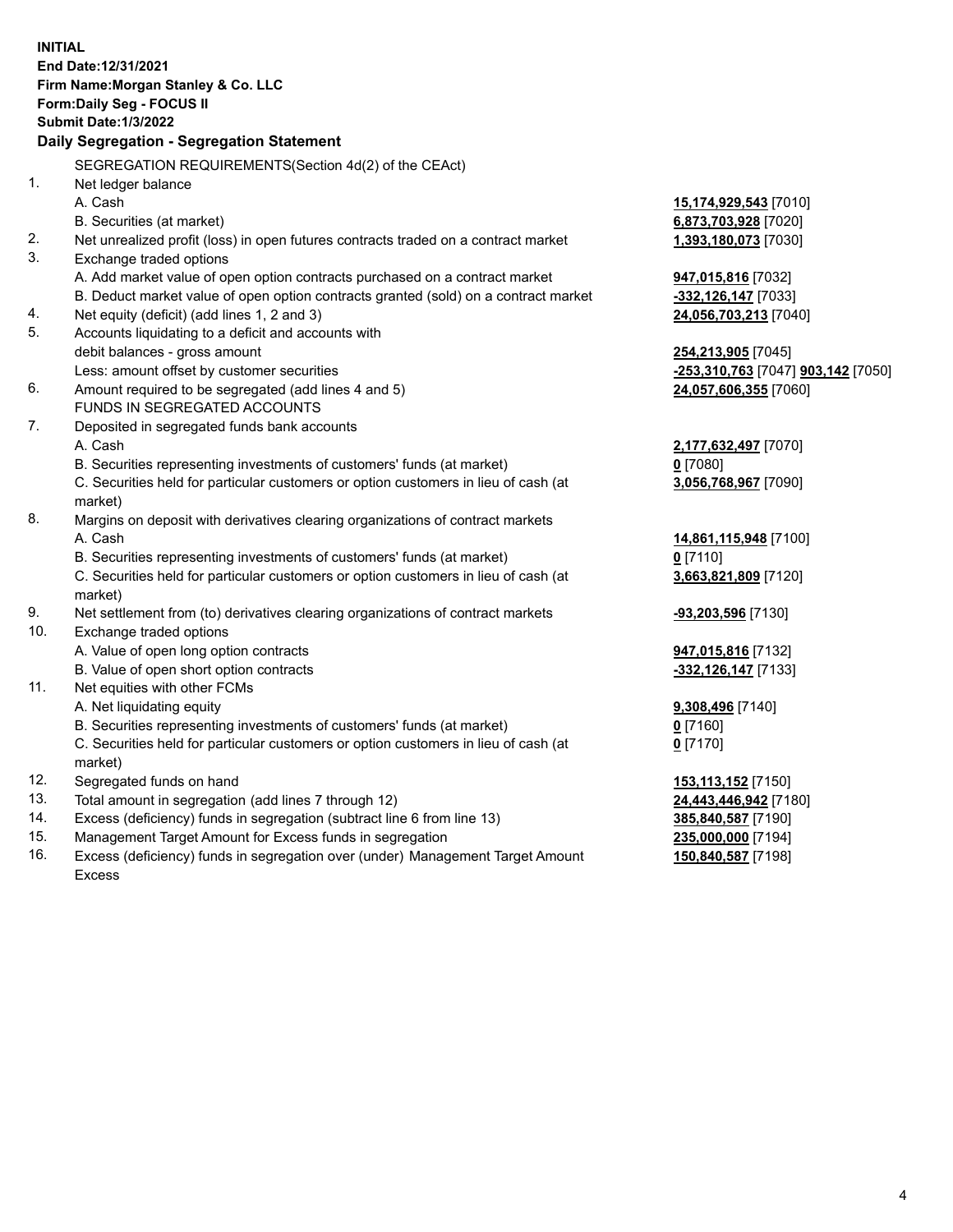**INITIAL**
**End Date:12/31/2021**
**Firm Name:Morgan Stanley & Co. LLC**
**Form:Daily Seg - FOCUS II**
**Submit Date:1/3/2022**

## Daily Segregation - Segregation Statement

SEGREGATION REQUIREMENTS(Section 4d(2) of the CEAct)

| | | |
|---|---|---|
| 1. | Net ledger balance | |
| | A. Cash | **15,174,929,543** [7010] |
| | B. Securities (at market) | **6,873,703,928** [7020] |
| 2. | Net unrealized profit (loss) in open futures contracts traded on a contract market | **1,393,180,073** [7030] |
| 3. | Exchange traded options | |
| | A. Add market value of open option contracts purchased on a contract market | **947,015,816** [7032] |
| | B. Deduct market value of open option contracts granted (sold) on a contract market | **-332,126,147** [7033] |
| 4. | Net equity (deficit) (add lines 1, 2 and 3) | **24,056,703,213** [7040] |
| 5. | Accounts liquidating to a deficit and accounts with | |
| | debit balances - gross amount | **254,213,905** [7045] |
| | Less: amount offset by customer securities | **-253,310,763** [7047] **903,142** [7050] |
| 6. | Amount required to be segregated (add lines 4 and 5) | **24,057,606,355** [7060] |
| | FUNDS IN SEGREGATED ACCOUNTS | |
| 7. | Deposited in segregated funds bank accounts | |
| | A. Cash | **2,177,632,497** [7070] |
| | B. Securities representing investments of customers' funds (at market) | **0** [7080] |
| | C. Securities held for particular customers or option customers in lieu of cash (at market) | **3,056,768,967** [7090] |
| 8. | Margins on deposit with derivatives clearing organizations of contract markets | |
| | A. Cash | **14,861,115,948** [7100] |
| | B. Securities representing investments of customers' funds (at market) | **0** [7110] |
| | C. Securities held for particular customers or option customers in lieu of cash (at market) | **3,663,821,809** [7120] |
| 9. | Net settlement from (to) derivatives clearing organizations of contract markets | **-93,203,596** [7130] |
| 10. | Exchange traded options | |
| | A. Value of open long option contracts | **947,015,816** [7132] |
| | B. Value of open short option contracts | **-332,126,147** [7133] |
| 11. | Net equities with other FCMs | |
| | A. Net liquidating equity | **9,308,496** [7140] |
| | B. Securities representing investments of customers' funds (at market) | **0** [7160] |
| | C. Securities held for particular customers or option customers in lieu of cash (at market) | **0** [7170] |
| 12. | Segregated funds on hand | **153,113,152** [7150] |
| 13. | Total amount in segregation (add lines 7 through 12) | **24,443,446,942** [7180] |
| 14. | Excess (deficiency) funds in segregation (subtract line 6 from line 13) | **385,840,587** [7190] |
| 15. | Management Target Amount for Excess funds in segregation | **235,000,000** [7194] |
| 16. | Excess (deficiency) funds in segregation over (under) Management Target Amount Excess | **150,840,587** [7198] |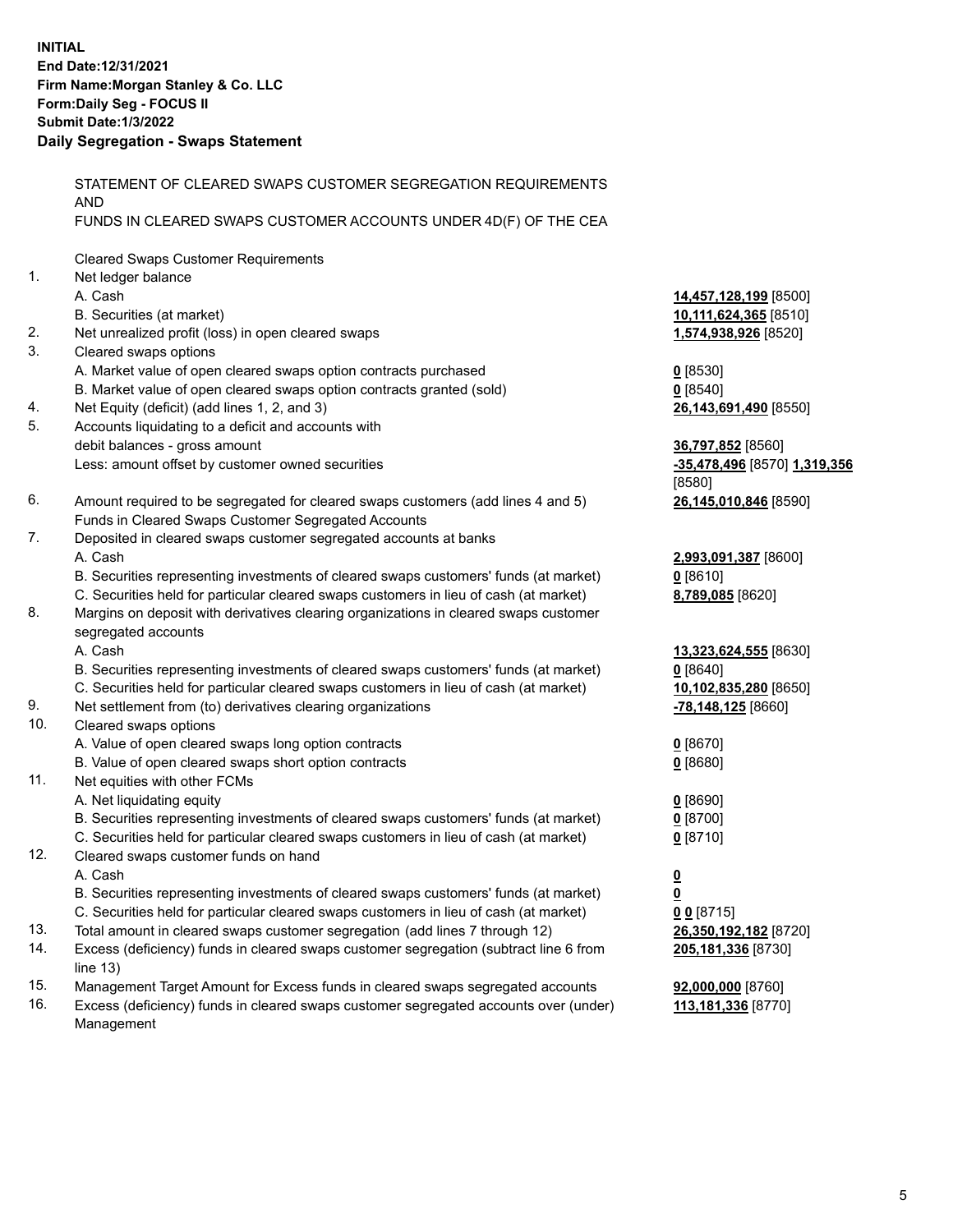**INITIAL**
**End Date:12/31/2021**
**Firm Name:Morgan Stanley & Co. LLC**
**Form:Daily Seg - FOCUS II**
**Submit Date:1/3/2022**
**Daily Segregation - Swaps Statement**

STATEMENT OF CLEARED SWAPS CUSTOMER SEGREGATION REQUIREMENTS AND
FUNDS IN CLEARED SWAPS CUSTOMER ACCOUNTS UNDER 4D(F) OF THE CEA

| | | |
|---|---|---|
| | Cleared Swaps Customer Requirements | |
| 1. | Net ledger balance | |
| | A. Cash | **14,457,128,199** [8500] |
| | B. Securities (at market) | **10,111,624,365** [8510] |
| 2. | Net unrealized profit (loss) in open cleared swaps | **1,574,938,926** [8520] |
| 3. | Cleared swaps options | |
| | A. Market value of open cleared swaps option contracts purchased | **0** [8530] |
| | B. Market value of open cleared swaps option contracts granted (sold) | **0** [8540] |
| 4. | Net Equity (deficit) (add lines 1, 2, and 3) | **26,143,691,490** [8550] |
| 5. | Accounts liquidating to a deficit and accounts with debit balances - gross amount | **36,797,852** [8560] |
| | Less: amount offset by customer owned securities | **-35,478,496** [8570] **1,319,356** [8580] |
| 6. | Amount required to be segregated for cleared swaps customers (add lines 4 and 5) | **26,145,010,846** [8590] |
| | Funds in Cleared Swaps Customer Segregated Accounts | |
| 7. | Deposited in cleared swaps customer segregated accounts at banks | |
| | A. Cash | **2,993,091,387** [8600] |
| | B. Securities representing investments of cleared swaps customers' funds (at market) | **0** [8610] |
| | C. Securities held for particular cleared swaps customers in lieu of cash (at market) | **8,789,085** [8620] |
| 8. | Margins on deposit with derivatives clearing organizations in cleared swaps customer segregated accounts | |
| | A. Cash | **13,323,624,555** [8630] |
| | B. Securities representing investments of cleared swaps customers' funds (at market) | **0** [8640] |
| | C. Securities held for particular cleared swaps customers in lieu of cash (at market) | **10,102,835,280** [8650] |
| 9. | Net settlement from (to) derivatives clearing organizations | **-78,148,125** [8660] |
| 10. | Cleared swaps options | |
| | A. Value of open cleared swaps long option contracts | **0** [8670] |
| | B. Value of open cleared swaps short option contracts | **0** [8680] |
| 11. | Net equities with other FCMs | |
| | A. Net liquidating equity | **0** [8690] |
| | B. Securities representing investments of cleared swaps customers' funds (at market) | **0** [8700] |
| | C. Securities held for particular cleared swaps customers in lieu of cash (at market) | **0** [8710] |
| 12. | Cleared swaps customer funds on hand | |
| | A. Cash | **0** |
| | B. Securities representing investments of cleared swaps customers' funds (at market) | **0** |
| | C. Securities held for particular cleared swaps customers in lieu of cash (at market) | **0** **0** [8715] |
| 13. | Total amount in cleared swaps customer segregation (add lines 7 through 12) | **26,350,192,182** [8720] |
| 14. | Excess (deficiency) funds in cleared swaps customer segregation (subtract line 6 from line 13) | **205,181,336** [8730] |
| 15. | Management Target Amount for Excess funds in cleared swaps segregated accounts | **92,000,000** [8760] |
| 16. | Excess (deficiency) funds in cleared swaps customer segregated accounts over (under) Management | **113,181,336** [8770] |